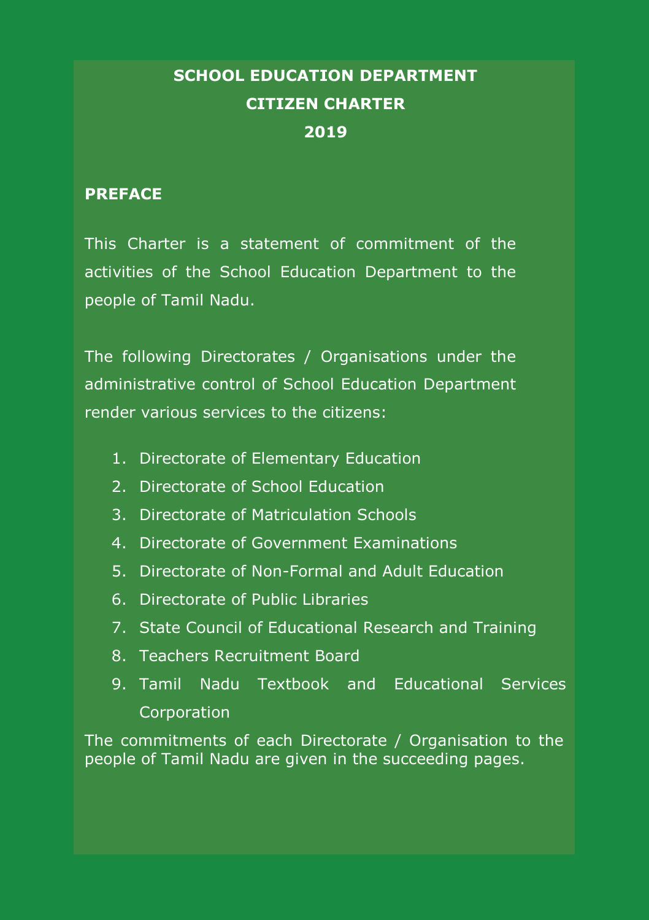# SCHOOL EDUCATION DEPARTMENT
# CITIZEN CHARTER
# 2019

## PREFACE

This Charter is a statement of commitment of the activities of the School Education Department to the people of Tamil Nadu.

The following Directorates / Organisations under the administrative control of School Education Department render various services to the citizens:

1. Directorate of Elementary Education
2. Directorate of School Education
3. Directorate of Matriculation Schools
4. Directorate of Government Examinations
5. Directorate of Non-Formal and Adult Education
6. Directorate of Public Libraries
7. State Council of Educational Research and Training
8. Teachers Recruitment Board
9. Tamil Nadu Textbook and Educational Services Corporation

The commitments of each Directorate / Organisation to the people of Tamil Nadu are given in the succeeding pages.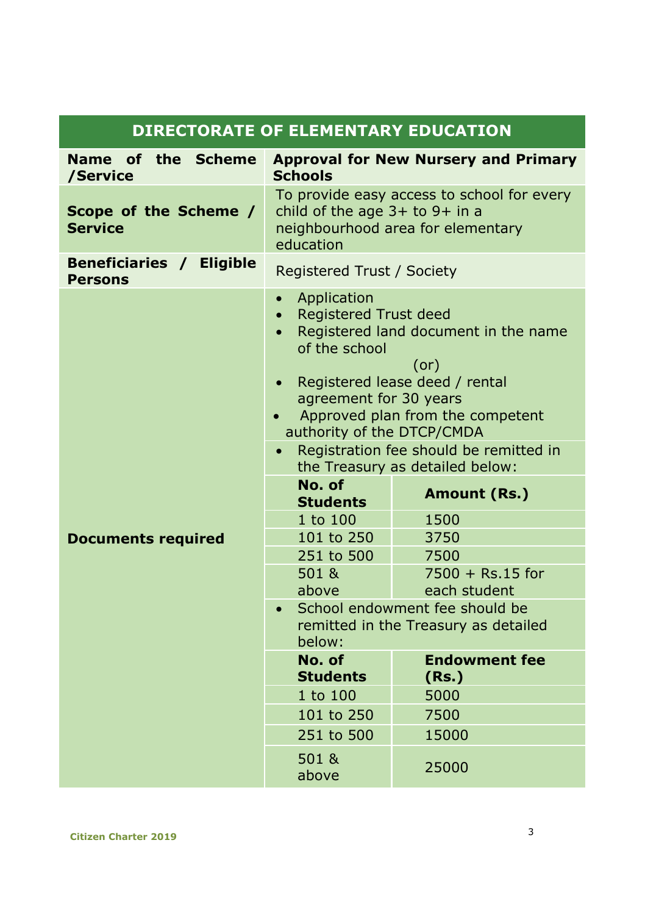## DIRECTORATE OF ELEMENTARY EDUCATION

| | |
|---|---|
| **Name of the Scheme /Service** | **Approval for New Nursery and Primary Schools** |
| **Scope of the Scheme / Service** | To provide easy access to school for every child of the age 3+ to 9+ in a neighbourhood area for elementary education |
| **Beneficiaries / Eligible Persons** | Registered Trust / Society |
| **Documents required** | • Application<br>• Registered Trust deed<br>• Registered land document in the name of the school<br>(or)<br>• Registered lease deed / rental agreement for 30 years<br>• Approved plan from the competent authority of the DTCP/CMDA<br>• Registration fee should be remitted in the Treasury as detailed below: |

| No. of Students | Amount (Rs.) |
|---|---|
| 1 to 100 | 1500 |
| 101 to 250 | 3750 |
| 251 to 500 | 7500 |
| 501 & above | 7500 + Rs.15 for each student |

• School endowment fee should be remitted in the Treasury as detailed below:

| No. of Students | Endowment fee (Rs.) |
|---|---|
| 1 to 100 | 5000 |
| 101 to 250 | 7500 |
| 251 to 500 | 15000 |
| 501 & above | 25000 |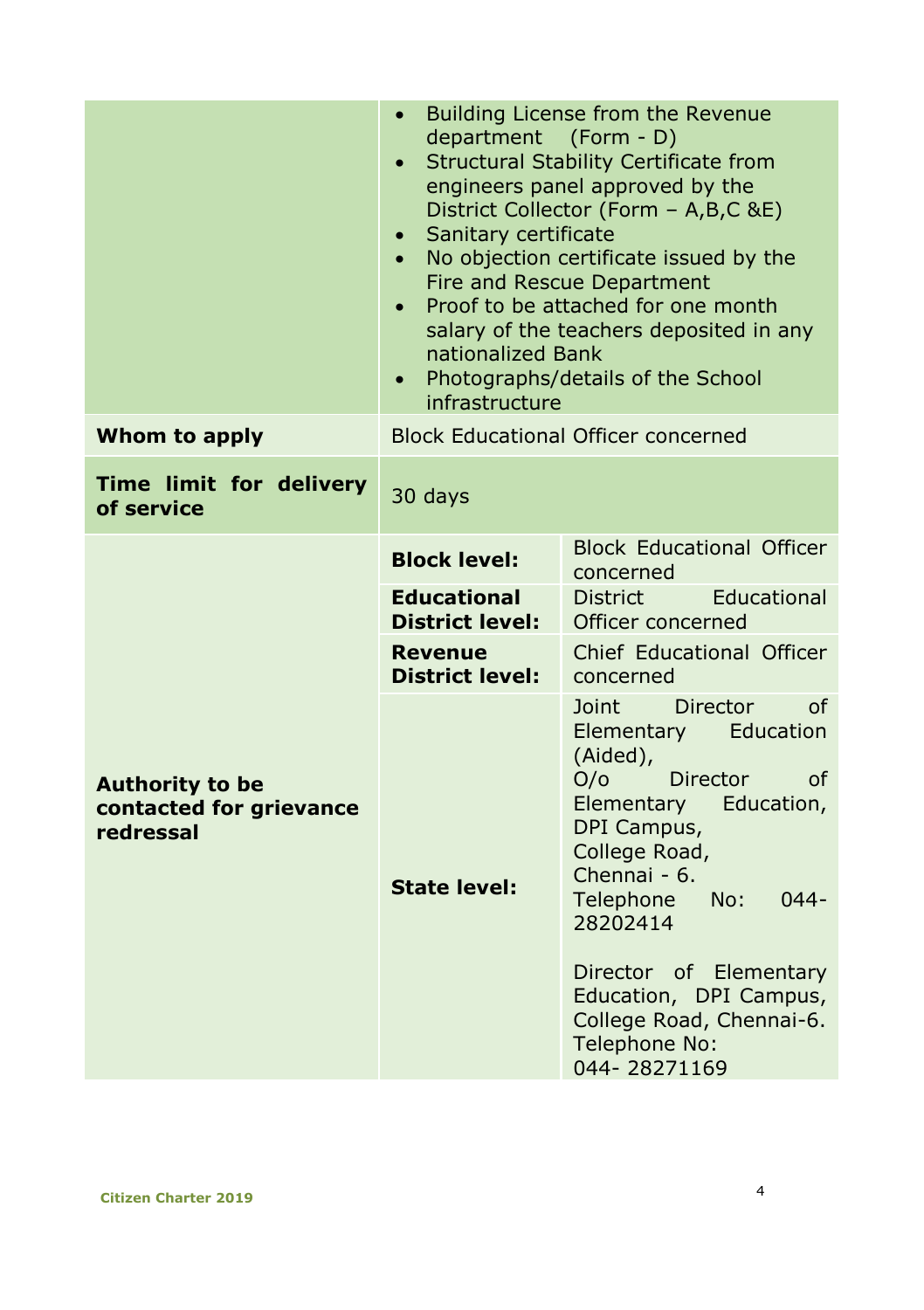| | | |
|---|---|---|
| | • Building License from the Revenue department (Form - D)<br>• Structural Stability Certificate from engineers panel approved by the District Collector (Form – A,B,C &E)<br>• Sanitary certificate<br>• No objection certificate issued by the Fire and Rescue Department<br>• Proof to be attached for one month salary of the teachers deposited in any nationalized Bank<br>• Photographs/details of the School infrastructure | |
| **Whom to apply** | Block Educational Officer concerned | |
| **Time limit for delivery of service** | 30 days | |
| **Authority to be contacted for grievance redressal** | **Block level:** | Block Educational Officer concerned |
| | **Educational District level:** | District Educational Officer concerned |
| | **Revenue District level:** | Chief Educational Officer concerned |
| | **State level:** | Joint Director of Elementary Education (Aided), O/o Director of Elementary Education, DPI Campus, College Road, Chennai - 6. Telephone No: 044-28202414<br><br>Director of Elementary Education, DPI Campus, College Road, Chennai-6. Telephone No: 044- 28271169 |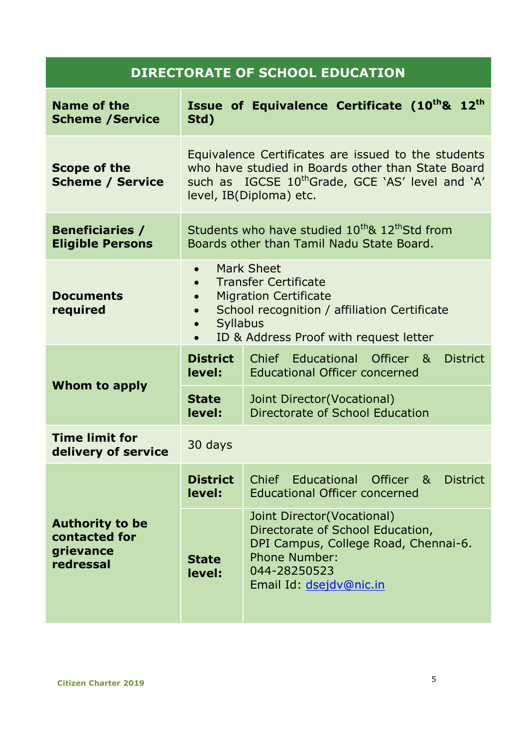## DIRECTORATE OF SCHOOL EDUCATION

| | | |
|---|---|---|
| **Name of the Scheme /Service** | **Issue of Equivalence Certificate ($10^{th}$& $12^{th}$ Std)** | |
| **Scope of the Scheme / Service** | Equivalence Certificates are issued to the students who have studied in Boards other than State Board such as IGCSE $10^{th}$Grade, GCE 'AS' level and 'A' level, IB(Diploma) etc. | |
| **Beneficiaries / Eligible Persons** | Students who have studied $10^{th}$& $12^{th}$Std from Boards other than Tamil Nadu State Board. | |
| **Documents required** | • Mark Sheet<br>• Transfer Certificate<br>• Migration Certificate<br>• School recognition / affiliation Certificate<br>• Syllabus<br>• ID & Address Proof with request letter | |
| **Whom to apply** | **District level:** | Chief Educational Officer & District Educational Officer concerned |
| | **State level:** | Joint Director(Vocational) Directorate of School Education |
| **Time limit for delivery of service** | 30 days | |
| **Authority to be contacted for grievance redressal** | **District level:** | Chief Educational Officer & District Educational Officer concerned |
| | **State level:** | Joint Director(Vocational)<br>Directorate of School Education,<br>DPI Campus, College Road, Chennai-6.<br>Phone Number:<br>044-28250523<br>Email Id: dsejdv@nic.in |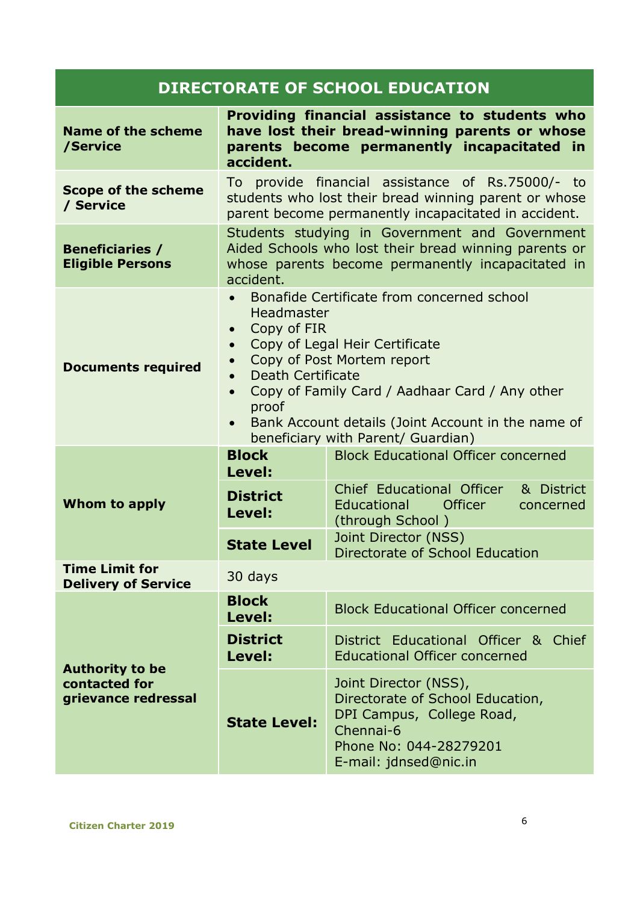## DIRECTORATE OF SCHOOL EDUCATION

| | | |
|---|---|---|
| **Name of the scheme /Service** | **Providing financial assistance to students who have lost their bread-winning parents or whose parents become permanently incapacitated in accident.** | |
| **Scope of the scheme / Service** | To provide financial assistance of Rs.75000/- to students who lost their bread winning parent or whose parent become permanently incapacitated in accident. | |
| **Beneficiaries / Eligible Persons** | Students studying in Government and Government Aided Schools who lost their bread winning parents or whose parents become permanently incapacitated in accident. | |
| **Documents required** | • Bonafide Certificate from concerned school Headmaster<br>• Copy of FIR<br>• Copy of Legal Heir Certificate<br>• Copy of Post Mortem report<br>• Death Certificate<br>• Copy of Family Card / Aadhaar Card / Any other proof<br>• Bank Account details (Joint Account in the name of beneficiary with Parent/ Guardian) | |
| **Whom to apply** | **Block Level:** | Block Educational Officer concerned |
| | **District Level:** | Chief Educational Officer & District Educational Officer concerned (through School ) |
| | **State Level** | Joint Director (NSS)<br>Directorate of School Education |
| **Time Limit for Delivery of Service** | 30 days | |
| **Authority to be contacted for grievance redressal** | **Block Level:** | Block Educational Officer concerned |
| | **District Level:** | District Educational Officer & Chief Educational Officer concerned |
| | **State Level:** | Joint Director (NSS),<br>Directorate of School Education,<br>DPI Campus, College Road,<br>Chennai-6<br>Phone No: 044-28279201<br>E-mail: jdnsed@nic.in |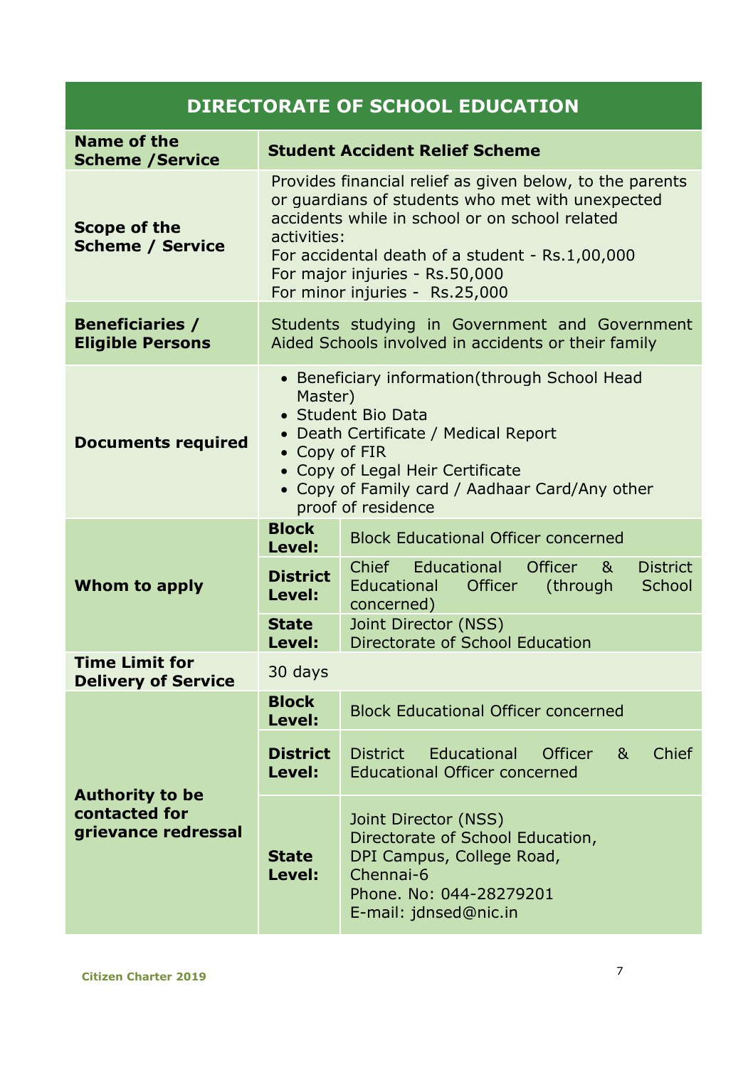## DIRECTORATE OF SCHOOL EDUCATION

| | | |
|---|---|---|
| **Name of the Scheme /Service** | **Student Accident Relief Scheme** | |
| **Scope of the Scheme / Service** | Provides financial relief as given below, to the parents or guardians of students who met with unexpected accidents while in school or on school related activities:<br>For accidental death of a student - Rs.1,00,000<br>For major injuries - Rs.50,000<br>For minor injuries - Rs.25,000 | |
| **Beneficiaries / Eligible Persons** | Students studying in Government and Government Aided Schools involved in accidents or their family | |
| **Documents required** | • Beneficiary information(through School Head Master)<br>• Student Bio Data<br>• Death Certificate / Medical Report<br>• Copy of FIR<br>• Copy of Legal Heir Certificate<br>• Copy of Family card / Aadhaar Card/Any other proof of residence | |
| **Whom to apply** | **Block Level:** | Block Educational Officer concerned |
| | **District Level:** | Chief Educational Officer & District Educational Officer (through School concerned) |
| | **State Level:** | Joint Director (NSS)<br>Directorate of School Education |
| **Time Limit for Delivery of Service** | 30 days | |
| **Authority to be contacted for grievance redressal** | **Block Level:** | Block Educational Officer concerned |
| | **District Level:** | District Educational Officer & Chief Educational Officer concerned |
| | **State Level:** | Joint Director (NSS)<br>Directorate of School Education,<br>DPI Campus, College Road,<br>Chennai-6<br>Phone. No: 044-28279201<br>E-mail: jdnsed@nic.in |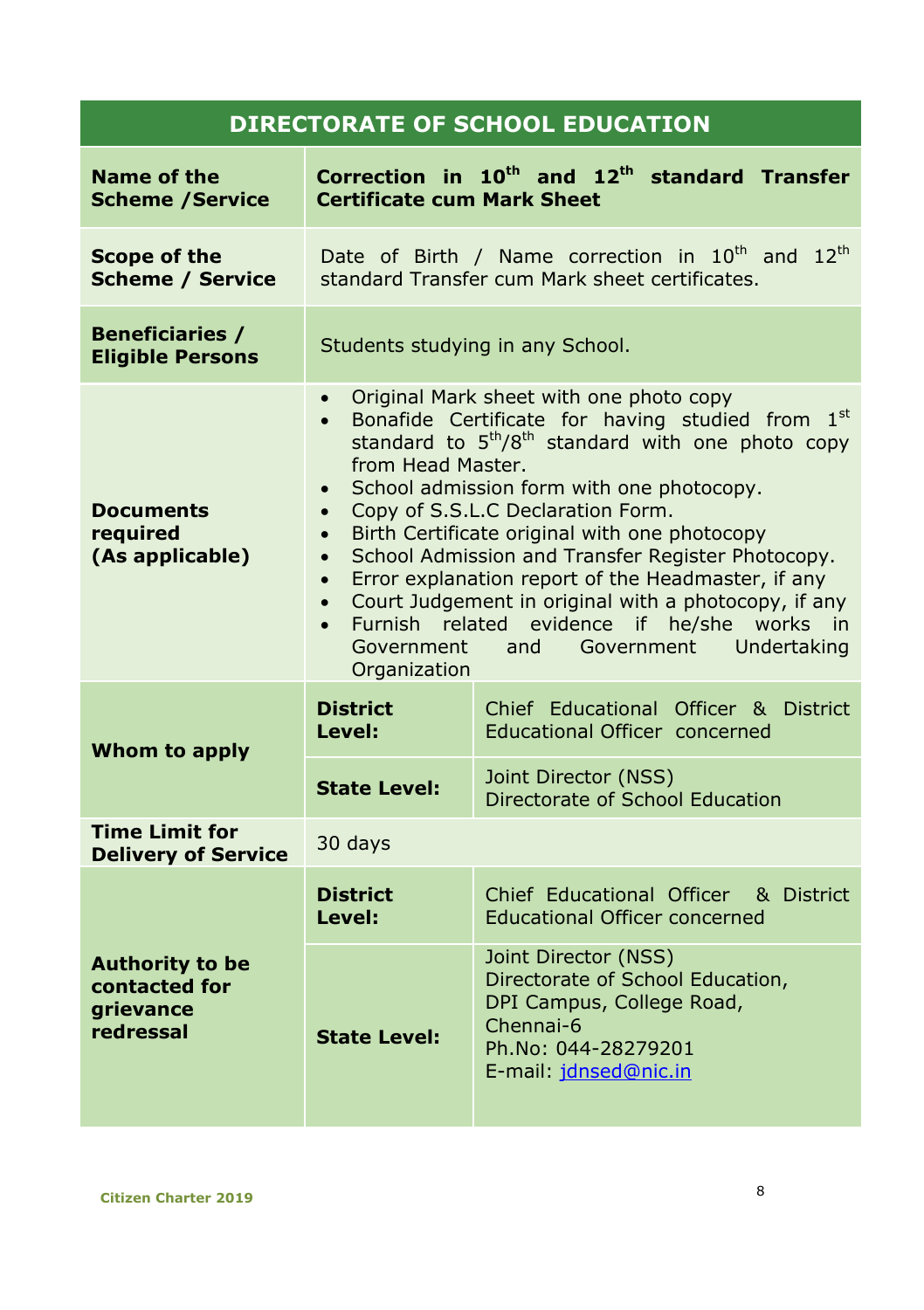## DIRECTORATE OF SCHOOL EDUCATION

| | | |
|---|---|---|
| **Name of the Scheme /Service** | **Correction in 10th and 12th standard Transfer Certificate cum Mark Sheet** | |
| **Scope of the Scheme / Service** | Date of Birth / Name correction in 10th and 12th standard Transfer cum Mark sheet certificates. | |
| **Beneficiaries / Eligible Persons** | Students studying in any School. | |
| **Documents required (As applicable)** | • Original Mark sheet with one photo copy<br>• Bonafide Certificate for having studied from 1st standard to 5th/8th standard with one photo copy from Head Master.<br>• School admission form with one photocopy.<br>• Copy of S.S.L.C Declaration Form.<br>• Birth Certificate original with one photocopy<br>• School Admission and Transfer Register Photocopy.<br>• Error explanation report of the Headmaster, if any<br>• Court Judgement in original with a photocopy, if any<br>• Furnish related evidence if he/she works in Government and Government Undertaking Organization | |
| **Whom to apply** | **District Level:** | Chief Educational Officer & District Educational Officer concerned |
| | **State Level:** | Joint Director (NSS)<br>Directorate of School Education |
| **Time Limit for Delivery of Service** | 30 days | |
| **Authority to be contacted for grievance redressal** | **District Level:** | Chief Educational Officer & District Educational Officer concerned |
| | **State Level:** | Joint Director (NSS)<br>Directorate of School Education,<br>DPI Campus, College Road,<br>Chennai-6<br>Ph.No: 044-28279201<br>E-mail: jdnsed@nic.in |

Citizen Charter 2019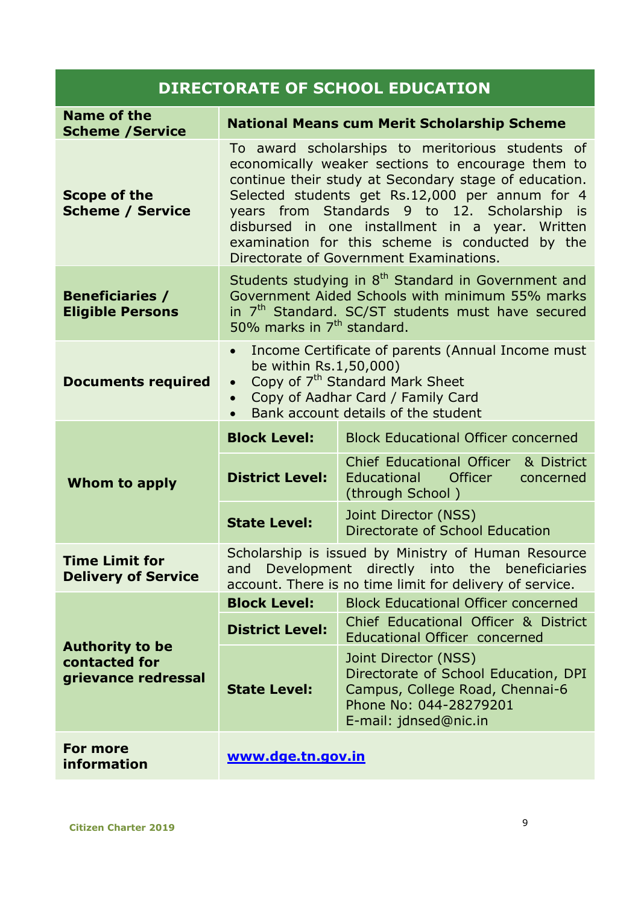## DIRECTORATE OF SCHOOL EDUCATION

| | | |
|---|---|---|
| **Name of the Scheme /Service** | **National Means cum Merit Scholarship Scheme** | |
| **Scope of the Scheme / Service** | To award scholarships to meritorious students of economically weaker sections to encourage them to continue their study at Secondary stage of education. Selected students get Rs.12,000 per annum for 4 years from Standards 9 to 12. Scholarship is disbursed in one installment in a year. Written examination for this scheme is conducted by the Directorate of Government Examinations. | |
| **Beneficiaries / Eligible Persons** | Students studying in 8th Standard in Government and Government Aided Schools with minimum 55% marks in 7th Standard. SC/ST students must have secured 50% marks in 7th standard. | |
| **Documents required** | • Income Certificate of parents (Annual Income must be within Rs.1,50,000)<br>• Copy of 7th Standard Mark Sheet<br>• Copy of Aadhar Card / Family Card<br>• Bank account details of the student | |
| **Whom to apply** | **Block Level:** | Block Educational Officer concerned |
| | **District Level:** | Chief Educational Officer & District Educational Officer concerned (through School ) |
| | **State Level:** | Joint Director (NSS) Directorate of School Education |
| **Time Limit for Delivery of Service** | Scholarship is issued by Ministry of Human Resource and Development directly into the beneficiaries account. There is no time limit for delivery of service. | |
| **Authority to be contacted for grievance redressal** | **Block Level:** | Block Educational Officer concerned |
| | **District Level:** | Chief Educational Officer & District Educational Officer concerned |
| | **State Level:** | Joint Director (NSS)<br>Directorate of School Education, DPI Campus, College Road, Chennai-6<br>Phone No: 044-28279201<br>E-mail: jdnsed@nic.in |
| **For more information** | **www.dge.tn.gov.in** | |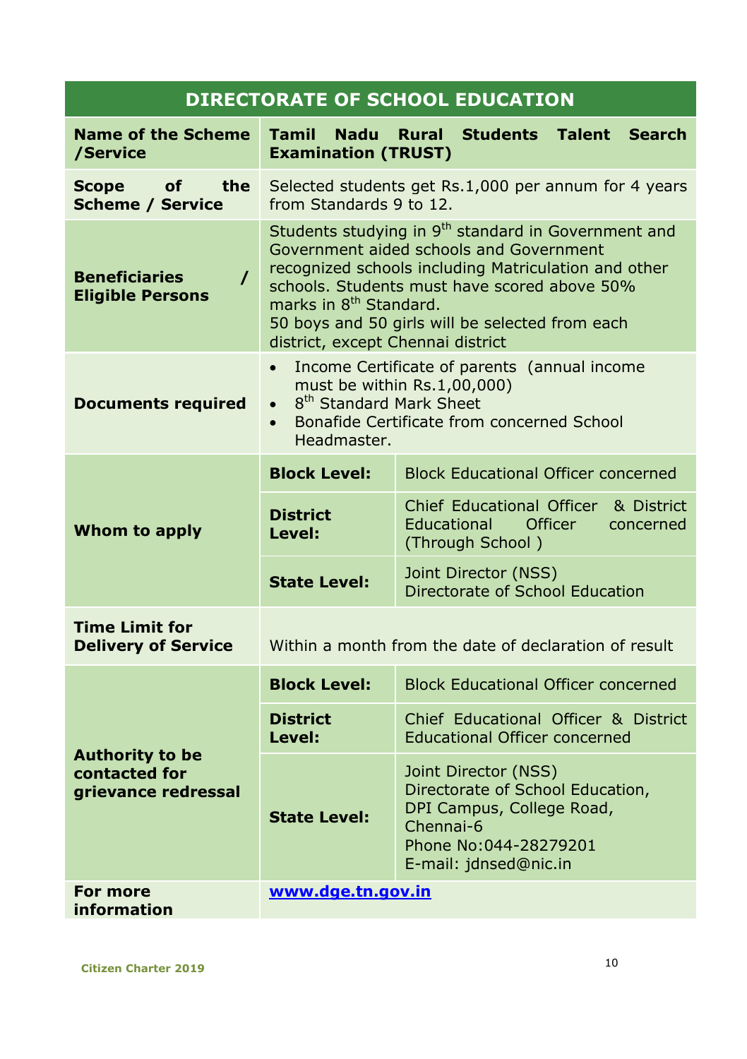## DIRECTORATE OF SCHOOL EDUCATION

| | | |
|---|---|---|
| **Name of the Scheme /Service** | **Tamil Nadu Rural Students Talent Search Examination (TRUST)** | |
| **Scope of the Scheme / Service** | Selected students get Rs.1,000 per annum for 4 years from Standards 9 to 12. | |
| **Beneficiaries / Eligible Persons** | Students studying in 9th standard in Government and Government aided schools and Government recognized schools including Matriculation and other schools. Students must have scored above 50% marks in 8th Standard.<br>50 boys and 50 girls will be selected from each district, except Chennai district | |
| **Documents required** | • Income Certificate of parents (annual income must be within Rs.1,00,000)<br>• 8th Standard Mark Sheet<br>• Bonafide Certificate from concerned School Headmaster. | |
| **Whom to apply** | **Block Level:** | Block Educational Officer concerned |
| | **District Level:** | Chief Educational Officer & District Educational Officer concerned (Through School ) |
| | **State Level:** | Joint Director (NSS)<br>Directorate of School Education |
| **Time Limit for Delivery of Service** | Within a month from the date of declaration of result | |
| **Authority to be contacted for grievance redressal** | **Block Level:** | Block Educational Officer concerned |
| | **District Level:** | Chief Educational Officer & District Educational Officer concerned |
| | **State Level:** | Joint Director (NSS)<br>Directorate of School Education,<br>DPI Campus, College Road,<br>Chennai-6<br>Phone No:044-28279201<br>E-mail: jdnsed@nic.in |
| **For more information** | **www.dge.tn.gov.in** | |

Citizen Charter 2019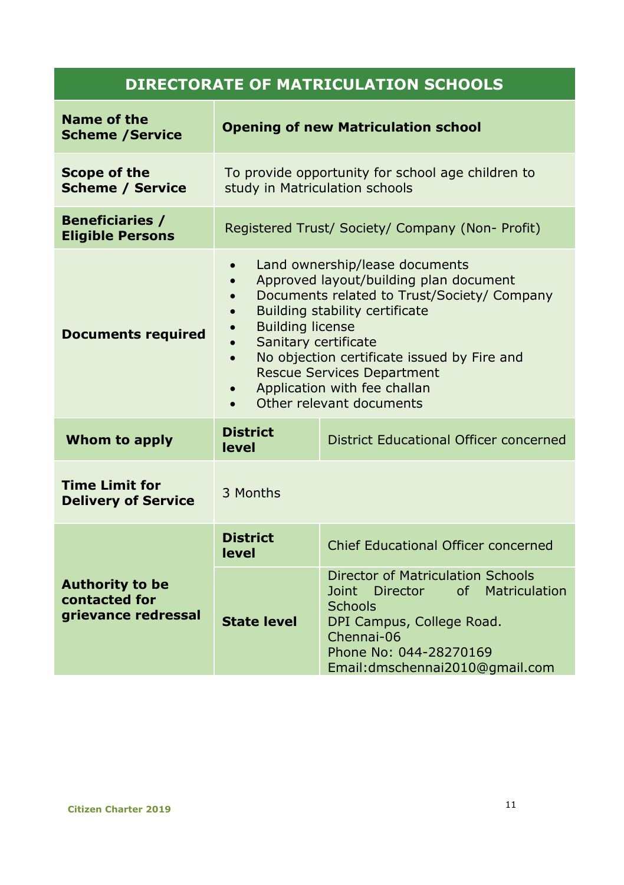## DIRECTORATE OF MATRICULATION SCHOOLS

| **Name of the Scheme /Service** | **Opening of new Matriculation school** | |
|---|---|---|
| **Scope of the Scheme / Service** | To provide opportunity for school age children to study in Matriculation schools | |
| **Beneficiaries / Eligible Persons** | Registered Trust/ Society/ Company (Non- Profit) | |
| **Documents required** | • Land ownership/lease documents<br>• Approved layout/building plan document<br>• Documents related to Trust/Society/ Company<br>• Building stability certificate<br>• Building license<br>• Sanitary certificate<br>• No objection certificate issued by Fire and Rescue Services Department<br>• Application with fee challan<br>• Other relevant documents | |
| **Whom to apply** | **District level** | District Educational Officer concerned |
| **Time Limit for Delivery of Service** | 3 Months | |
| **Authority to be contacted for grievance redressal** | **District level** | Chief Educational Officer concerned |
| | **State level** | Director of Matriculation Schools<br>Joint Director of Matriculation Schools<br>DPI Campus, College Road. Chennai-06<br>Phone No: 044-28270169<br>Email:dmschennai2010@gmail.com |

Citizen Charter 2019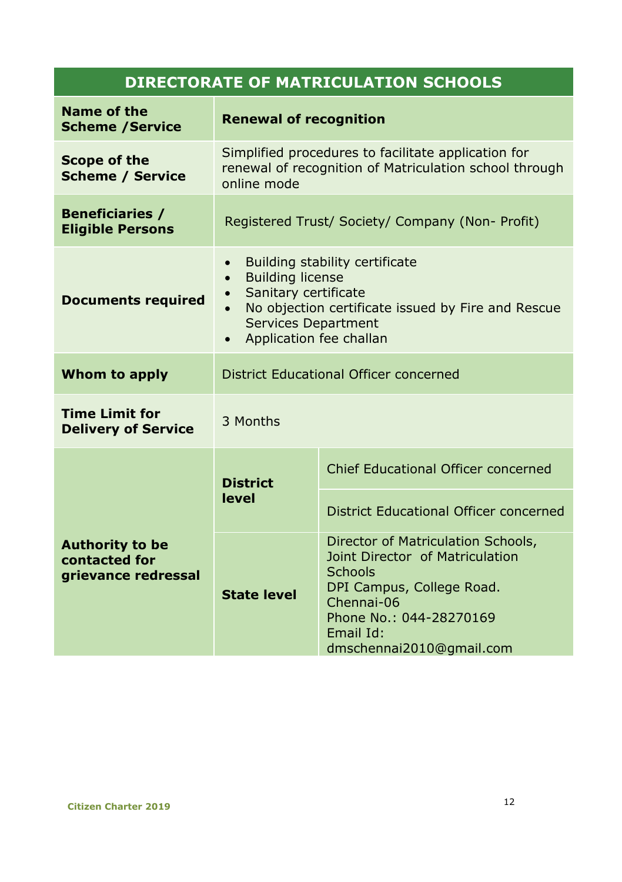| DIRECTORATE OF MATRICULATION SCHOOLS | | |
|---|---|---|
| **Name of the Scheme /Service** | **Renewal of recognition** | |
| **Scope of the Scheme / Service** | Simplified procedures to facilitate application for renewal of recognition of Matriculation school through online mode | |
| **Beneficiaries / Eligible Persons** | Registered Trust/ Society/ Company (Non- Profit) | |
| **Documents required** | • Building stability certificate<br>• Building license<br>• Sanitary certificate<br>• No objection certificate issued by Fire and Rescue Services Department<br>• Application fee challan | |
| **Whom to apply** | District Educational Officer concerned | |
| **Time Limit for Delivery of Service** | 3 Months | |
| **Authority to be contacted for grievance redressal** | **District level** | Chief Educational Officer concerned |
| | | District Educational Officer concerned |
| | **State level** | Director of Matriculation Schools, Joint Director of Matriculation Schools<br>DPI Campus, College Road. Chennai-06<br>Phone No.: 044-28270169<br>Email Id: dmschennai2010@gmail.com |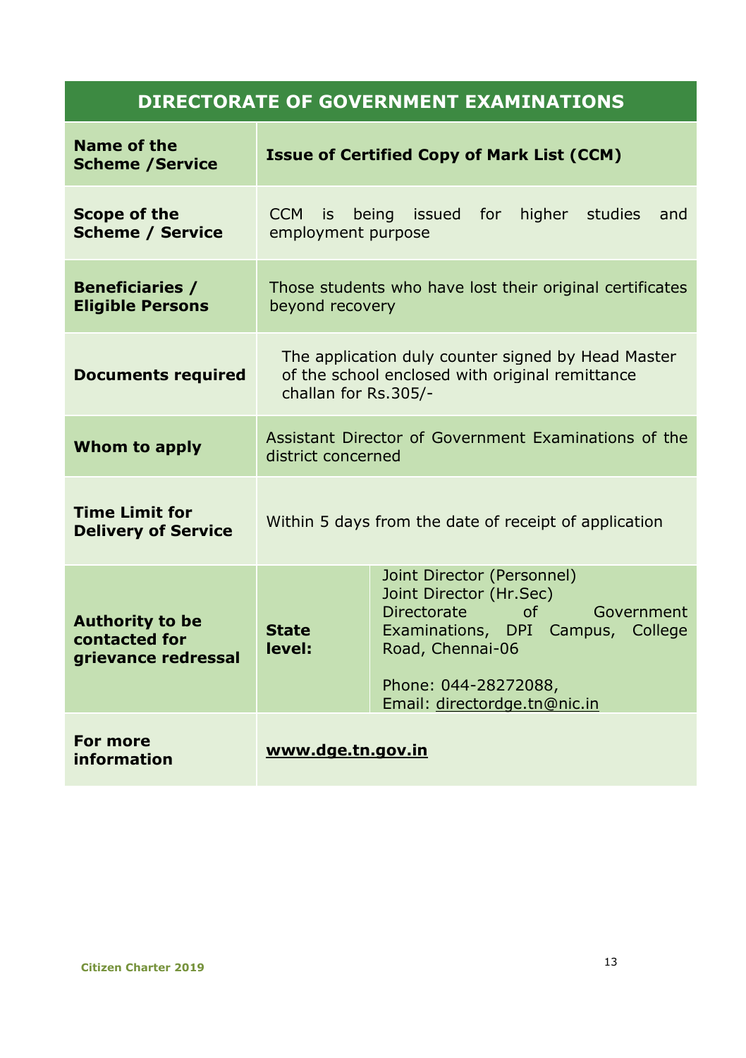| DIRECTORATE OF GOVERNMENT EXAMINATIONS | | |
|---|---|---|
| **Name of the Scheme /Service** | **Issue of Certified Copy of Mark List (CCM)** | |
| **Scope of the Scheme / Service** | CCM is being issued for higher studies and employment purpose | |
| **Beneficiaries / Eligible Persons** | Those students who have lost their original certificates beyond recovery | |
| **Documents required** | The application duly counter signed by Head Master of the school enclosed with original remittance challan for Rs.305/- | |
| **Whom to apply** | Assistant Director of Government Examinations of the district concerned | |
| **Time Limit for Delivery of Service** | Within 5 days from the date of receipt of application | |
| **Authority to be contacted for grievance redressal** | **State level:** | Joint Director (Personnel)<br>Joint Director (Hr.Sec)<br>Directorate of Government Examinations, DPI Campus, College Road, Chennai-06<br><br>Phone: 044-28272088,<br>Email: directordge.tn@nic.in |
| **For more information** | **www.dge.tn.gov.in** | |

Citizen Charter 2019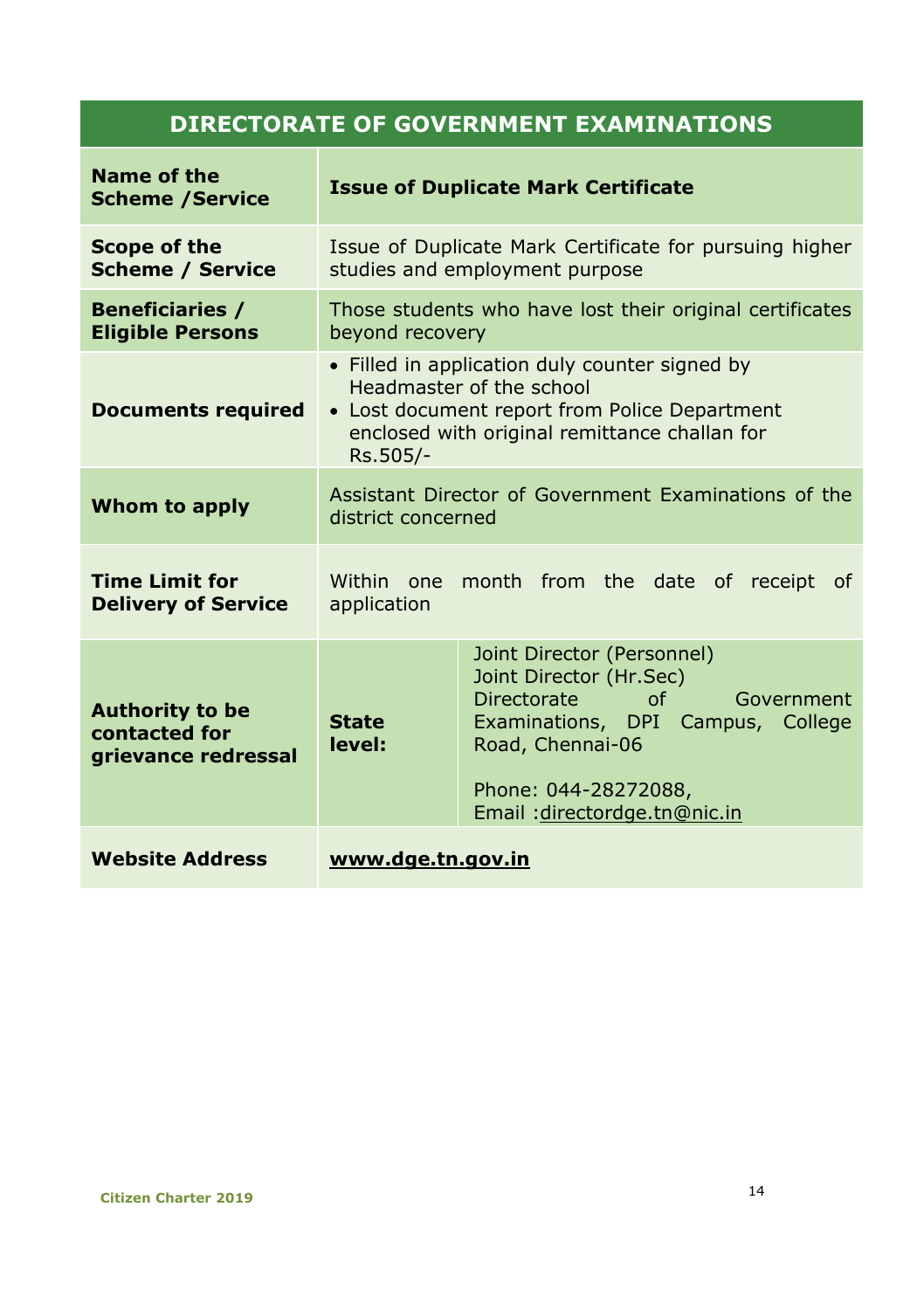| DIRECTORATE OF GOVERNMENT EXAMINATIONS | | |
|---|---|---|
| **Name of the Scheme /Service** | **Issue of Duplicate Mark Certificate** | |
| **Scope of the Scheme / Service** | Issue of Duplicate Mark Certificate for pursuing higher studies and employment purpose | |
| **Beneficiaries / Eligible Persons** | Those students who have lost their original certificates beyond recovery | |
| **Documents required** | • Filled in application duly counter signed by Headmaster of the school<br>• Lost document report from Police Department enclosed with original remittance challan for Rs.505/- | |
| **Whom to apply** | Assistant Director of Government Examinations of the district concerned | |
| **Time Limit for Delivery of Service** | Within one month from the date of receipt of application | |
| **Authority to be contacted for grievance redressal** | **State level:** | Joint Director (Personnel)<br>Joint Director (Hr.Sec)<br>Directorate of Government Examinations, DPI Campus, College Road, Chennai-06<br><br>Phone: 044-28272088,<br>Email :directordge.tn@nic.in |
| **Website Address** | **www.dge.tn.gov.in** | |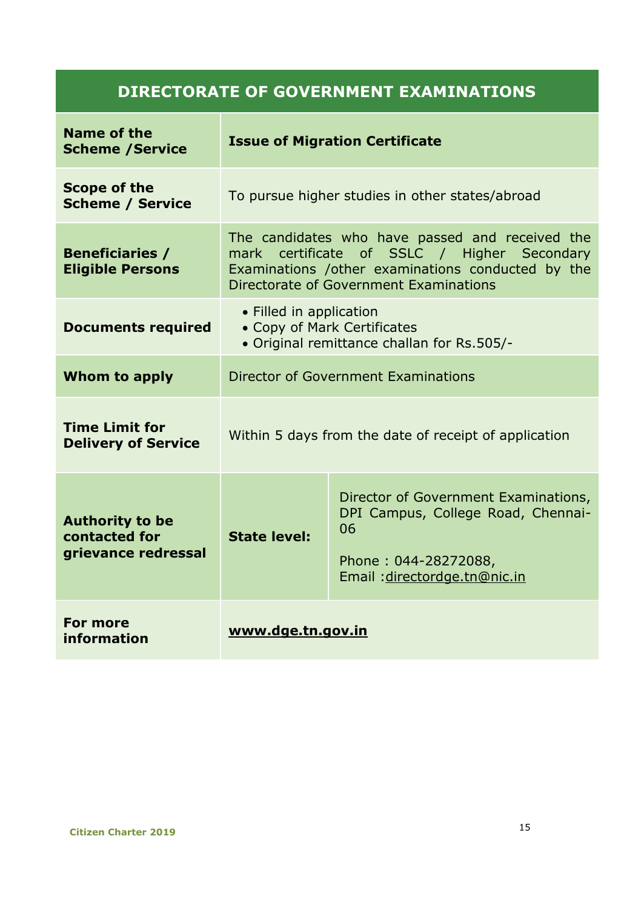## DIRECTORATE OF GOVERNMENT EXAMINATIONS

| | | |
|---|---|---|
| **Name of the Scheme /Service** | **Issue of Migration Certificate** | |
| **Scope of the Scheme / Service** | To pursue higher studies in other states/abroad | |
| **Beneficiaries / Eligible Persons** | The candidates who have passed and received the mark certificate of SSLC / Higher Secondary Examinations /other examinations conducted by the Directorate of Government Examinations | |
| **Documents required** | • Filled in application<br>• Copy of Mark Certificates<br>• Original remittance challan for Rs.505/- | |
| **Whom to apply** | Director of Government Examinations | |
| **Time Limit for Delivery of Service** | Within 5 days from the date of receipt of application | |
| **Authority to be contacted for grievance redressal** | **State level:** | Director of Government Examinations, DPI Campus, College Road, Chennai-06<br><br>Phone : 044-28272088,<br>Email :directordge.tn@nic.in |
| **For more information** | **www.dge.tn.gov.in** | |

Citizen Charter 2019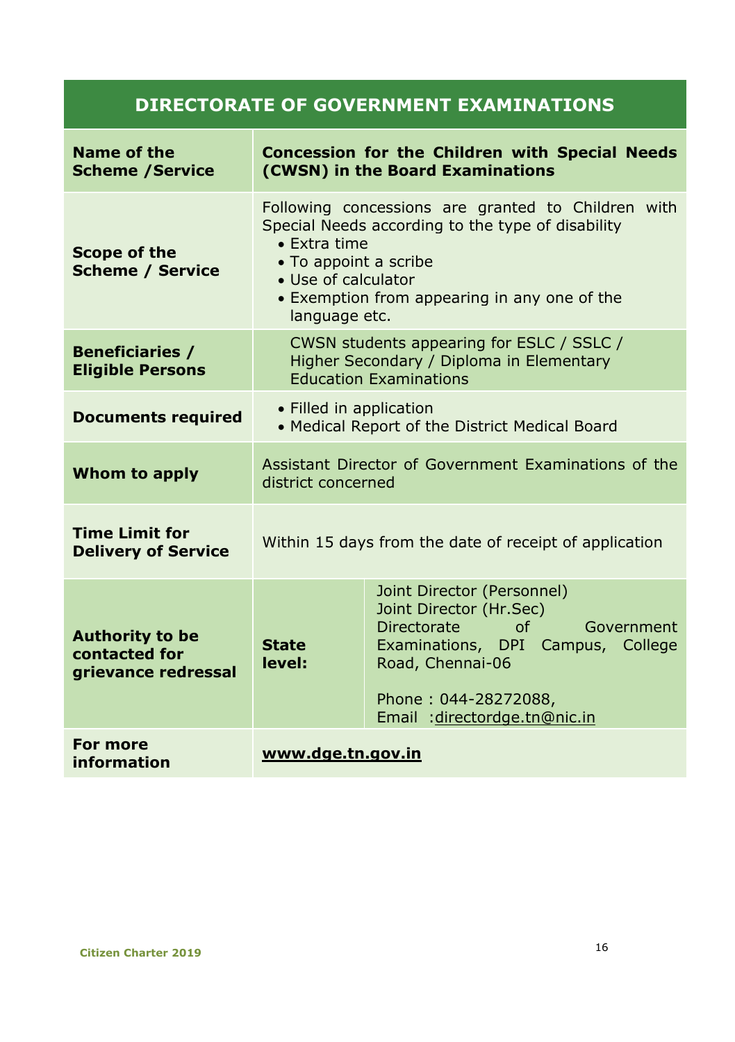| DIRECTORATE OF GOVERNMENT EXAMINATIONS | | |
|---|---|---|
| **Name of the Scheme /Service** | **Concession for the Children with Special Needs (CWSN) in the Board Examinations** | |
| **Scope of the Scheme / Service** | Following concessions are granted to Children with Special Needs according to the type of disability<br>• Extra time<br>• To appoint a scribe<br>• Use of calculator<br>• Exemption from appearing in any one of the language etc. | |
| **Beneficiaries / Eligible Persons** | CWSN students appearing for ESLC / SSLC / Higher Secondary / Diploma in Elementary Education Examinations | |
| **Documents required** | • Filled in application<br>• Medical Report of the District Medical Board | |
| **Whom to apply** | Assistant Director of Government Examinations of the district concerned | |
| **Time Limit for Delivery of Service** | Within 15 days from the date of receipt of application | |
| **Authority to be contacted for grievance redressal** | **State level:** | Joint Director (Personnel)<br>Joint Director (Hr.Sec)<br>Directorate of Government Examinations, DPI Campus, College Road, Chennai-06<br><br>Phone : 044-28272088,<br>Email :directordge.tn@nic.in |
| **For more information** | **www.dge.tn.gov.in** | |

Citizen Charter 2019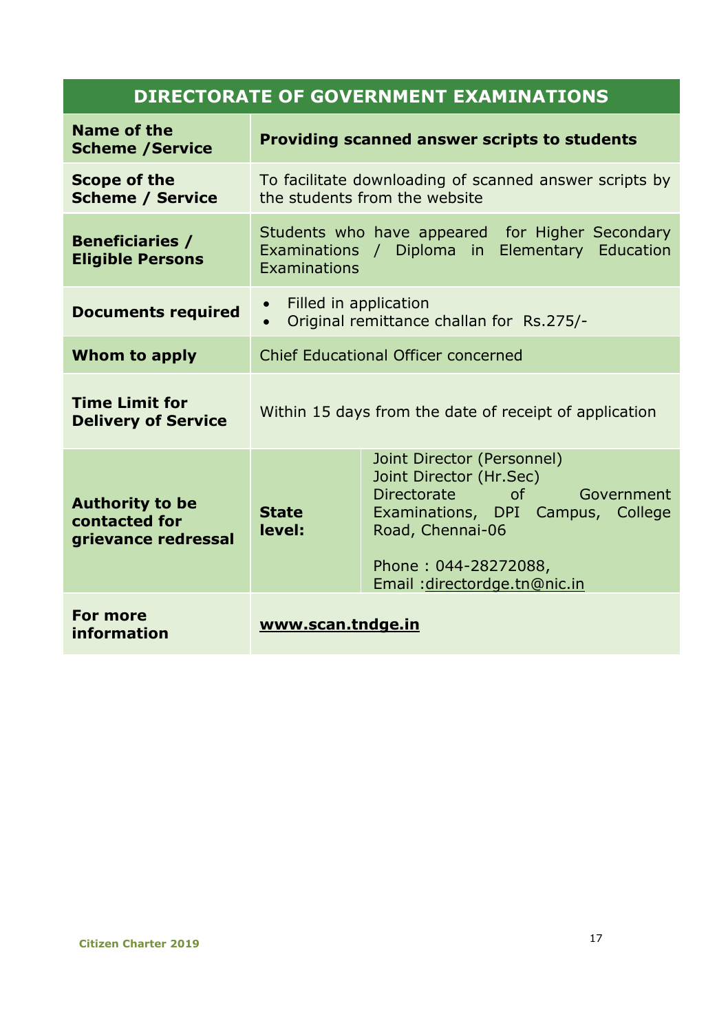## DIRECTORATE OF GOVERNMENT EXAMINATIONS

| | | |
|---|---|---|
| **Name of the Scheme /Service** | **Providing scanned answer scripts to students** | |
| **Scope of the Scheme / Service** | To facilitate downloading of scanned answer scripts by the students from the website | |
| **Beneficiaries / Eligible Persons** | Students who have appeared for Higher Secondary Examinations / Diploma in Elementary Education Examinations | |
| **Documents required** | • Filled in application<br>• Original remittance challan for Rs.275/- | |
| **Whom to apply** | Chief Educational Officer concerned | |
| **Time Limit for Delivery of Service** | Within 15 days from the date of receipt of application | |
| **Authority to be contacted for grievance redressal** | **State level:** | Joint Director (Personnel)<br>Joint Director (Hr.Sec)<br>Directorate of Government Examinations, DPI Campus, College Road, Chennai-06<br><br>Phone : 044-28272088,<br>Email :directordge.tn@nic.in |
| **For more information** | **www.scan.tndge.in** | |

Citizen Charter 2019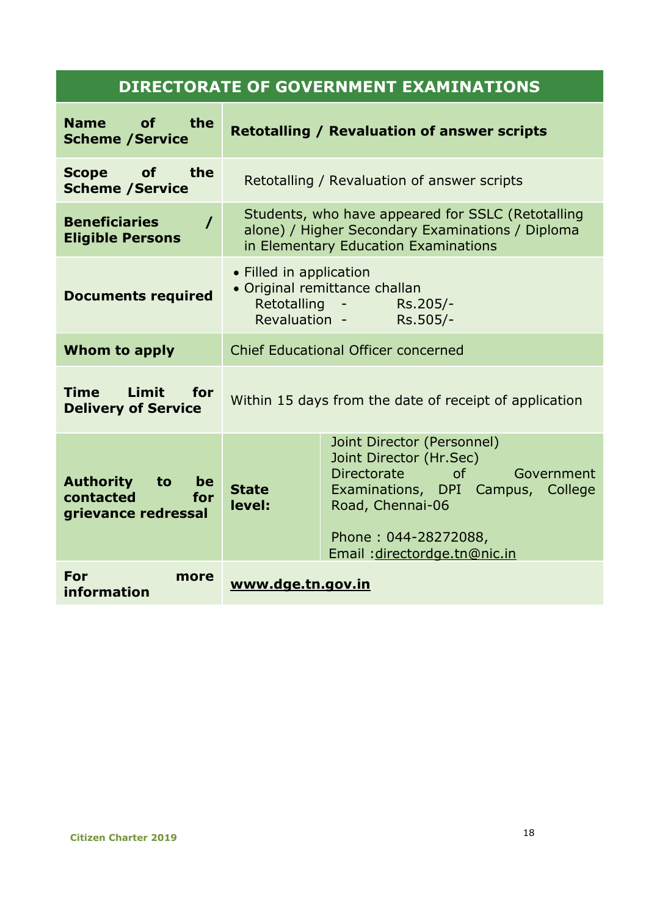| DIRECTORATE OF GOVERNMENT EXAMINATIONS | | |
|---|---|---|
| **Name of the Scheme /Service** | **Retotalling / Revaluation of answer scripts** | |
| **Scope of the Scheme /Service** | Retotalling / Revaluation of answer scripts | |
| **Beneficiaries / Eligible Persons** | Students, who have appeared for SSLC (Retotalling alone) / Higher Secondary Examinations / Diploma in Elementary Education Examinations | |
| **Documents required** | • Filled in application<br>• Original remittance challan<br>Retotalling - Rs.205/-<br>Revaluation - Rs.505/- | |
| **Whom to apply** | Chief Educational Officer concerned | |
| **Time Limit for Delivery of Service** | Within 15 days from the date of receipt of application | |
| **Authority to be contacted for grievance redressal** | **State level:** | Joint Director (Personnel)<br>Joint Director (Hr.Sec)<br>Directorate of Government Examinations, DPI Campus, College Road, Chennai-06<br><br>Phone : 044-28272088,<br>Email :directordge.tn@nic.in |
| **For more information** | **www.dge.tn.gov.in** | |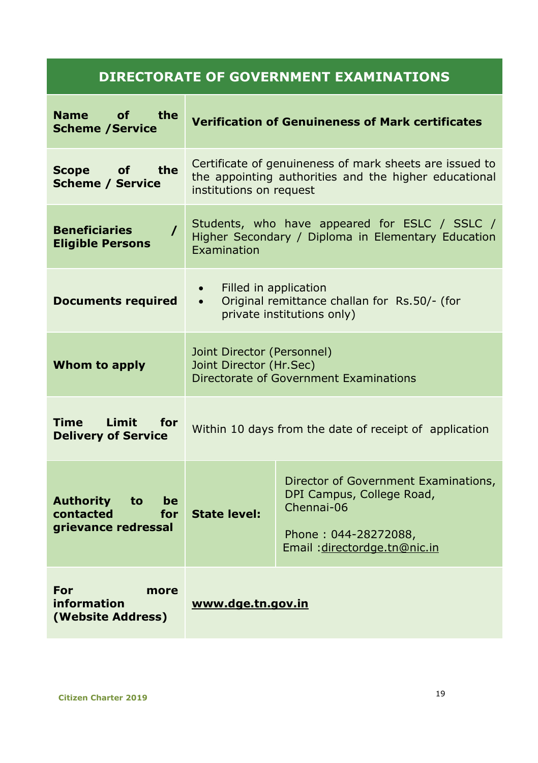| DIRECTORATE OF GOVERNMENT EXAMINATIONS | | |
|---|---|---|
| **Name of the Scheme /Service** | **Verification of Genuineness of Mark certificates** | |
| **Scope of the Scheme / Service** | Certificate of genuineness of mark sheets are issued to the appointing authorities and the higher educational institutions on request | |
| **Beneficiaries / Eligible Persons** | Students, who have appeared for ESLC / SSLC / Higher Secondary / Diploma in Elementary Education Examination | |
| **Documents required** | • Filled in application<br>• Original remittance challan for Rs.50/- (for private institutions only) | |
| **Whom to apply** | Joint Director (Personnel)<br>Joint Director (Hr.Sec)<br>Directorate of Government Examinations | |
| **Time Limit for Delivery of Service** | Within 10 days from the date of receipt of application | |
| **Authority to be contacted for grievance redressal** | **State level:** | Director of Government Examinations, DPI Campus, College Road, Chennai-06<br><br>Phone : 044-28272088,<br>Email :directordge.tn@nic.in |
| **For more information (Website Address)** | **www.dge.tn.gov.in** | |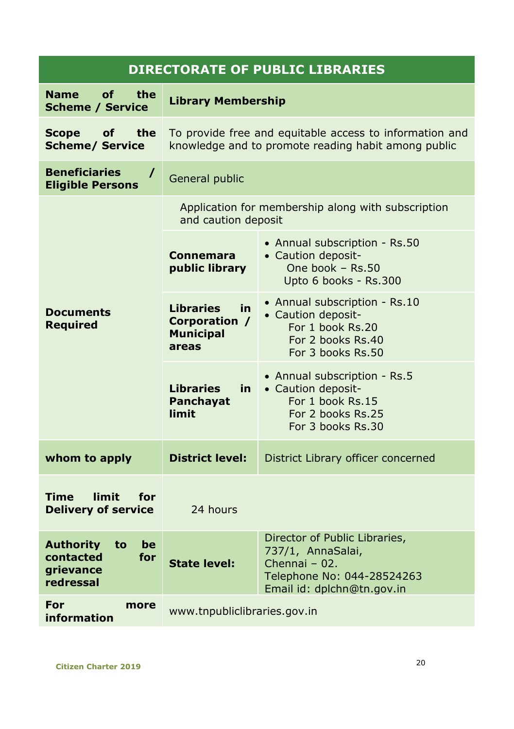| DIRECTORATE OF PUBLIC LIBRARIES | | |
|---|---|---|
| **Name of the Scheme / Service** | **Library Membership** | |
| **Scope of the Scheme/ Service** | To provide free and equitable access to information and knowledge and to promote reading habit among public | |
| **Beneficiaries / Eligible Persons** | General public | |
| **Documents Required** | Application for membership along with subscription and caution deposit | |
| | **Connemara public library** | • Annual subscription - Rs.50<br>• Caution deposit-<br>One book – Rs.50<br>Upto 6 books - Rs.300 |
| | **Libraries in Corporation / Municipal areas** | • Annual subscription - Rs.10<br>• Caution deposit-<br>For 1 book Rs.20<br>For 2 books Rs.40<br>For 3 books Rs.50 |
| | **Libraries in Panchayat limit** | • Annual subscription - Rs.5<br>• Caution deposit-<br>For 1 book Rs.15<br>For 2 books Rs.25<br>For 3 books Rs.30 |
| **whom to apply** | **District level:** | District Library officer concerned |
| **Time limit for Delivery of service** | 24 hours | |
| **Authority to be contacted for grievance redressal** | **State level:** | Director of Public Libraries,<br>737/1, AnnaSalai,<br>Chennai – 02.<br>Telephone No: 044-28524263<br>Email id: dplchn@tn.gov.in |
| **For more information** | www.tnpubliclibraries.gov.in | |

Citizen Charter 2019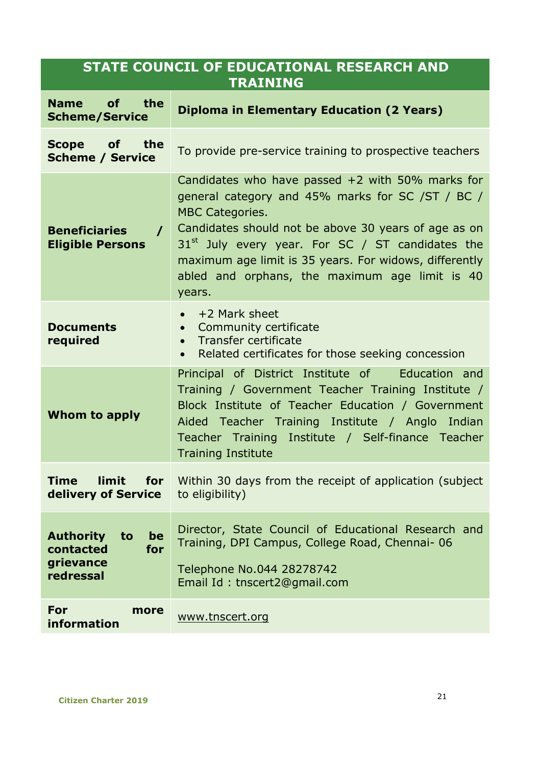## STATE COUNCIL OF EDUCATIONAL RESEARCH AND TRAINING

| | |
|---|---|
| **Name of the Scheme/Service** | **Diploma in Elementary Education (2 Years)** |
| **Scope of the Scheme / Service** | To provide pre-service training to prospective teachers |
| **Beneficiaries / Eligible Persons** | Candidates who have passed +2 with 50% marks for general category and 45% marks for SC /ST / BC / MBC Categories.<br>Candidates should not be above 30 years of age as on 31st July every year. For SC / ST candidates the maximum age limit is 35 years. For widows, differently abled and orphans, the maximum age limit is 40 years. |
| **Documents required** | • +2 Mark sheet<br>• Community certificate<br>• Transfer certificate<br>• Related certificates for those seeking concession |
| **Whom to apply** | Principal of District Institute of Education and Training / Government Teacher Training Institute / Block Institute of Teacher Education / Government Aided Teacher Training Institute / Anglo Indian Teacher Training Institute / Self-finance Teacher Training Institute |
| **Time limit for delivery of Service** | Within 30 days from the receipt of application (subject to eligibility) |
| **Authority to be contacted for grievance redressal** | Director, State Council of Educational Research and Training, DPI Campus, College Road, Chennai- 06<br><br>Telephone No.044 28278742<br>Email Id : tnscert2@gmail.com |
| **For more information** | www.tnscert.org |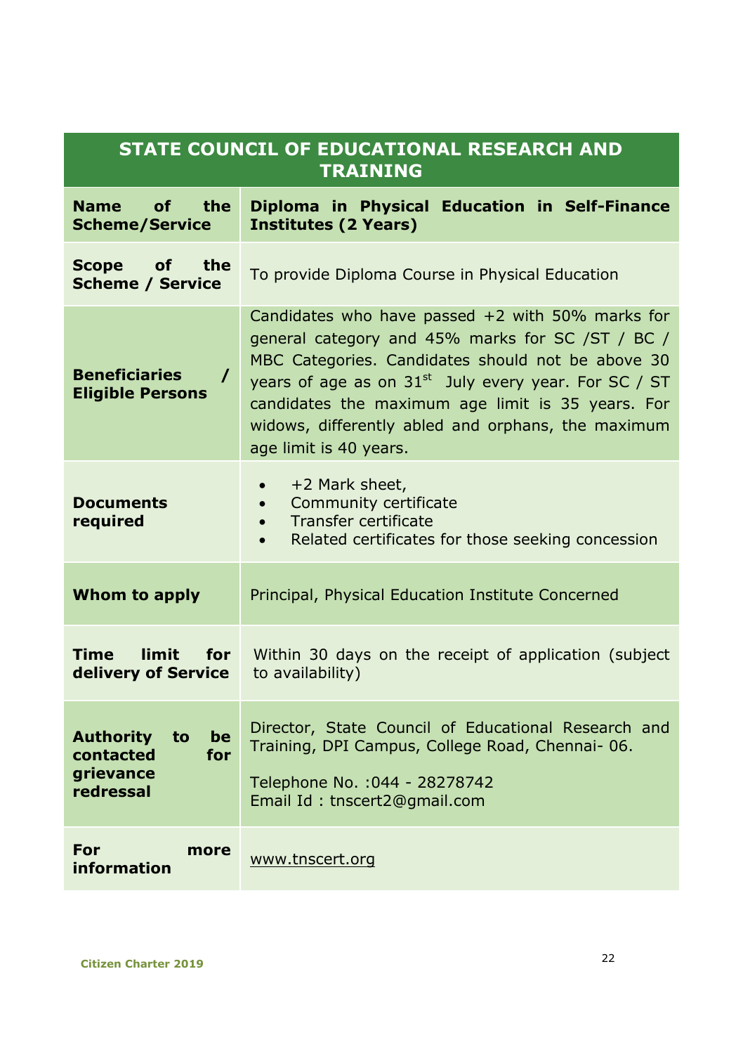| STATE COUNCIL OF EDUCATIONAL RESEARCH AND TRAINING | |
|---|---|
| **Name of the Scheme/Service** | **Diploma in Physical Education in Self-Finance Institutes (2 Years)** |
| **Scope of the Scheme / Service** | To provide Diploma Course in Physical Education |
| **Beneficiaries / Eligible Persons** | Candidates who have passed +2 with 50% marks for general category and 45% marks for SC /ST / BC / MBC Categories. Candidates should not be above 30 years of age as on 31st July every year. For SC / ST candidates the maximum age limit is 35 years. For widows, differently abled and orphans, the maximum age limit is 40 years. |
| **Documents required** | • +2 Mark sheet,<br>• Community certificate<br>• Transfer certificate<br>• Related certificates for those seeking concession |
| **Whom to apply** | Principal, Physical Education Institute Concerned |
| **Time limit for delivery of Service** | Within 30 days on the receipt of application (subject to availability) |
| **Authority to be contacted for grievance redressal** | Director, State Council of Educational Research and Training, DPI Campus, College Road, Chennai- 06.<br><br>Telephone No. :044 - 28278742<br>Email Id : tnscert2@gmail.com |
| **For more information** | www.tnscert.org |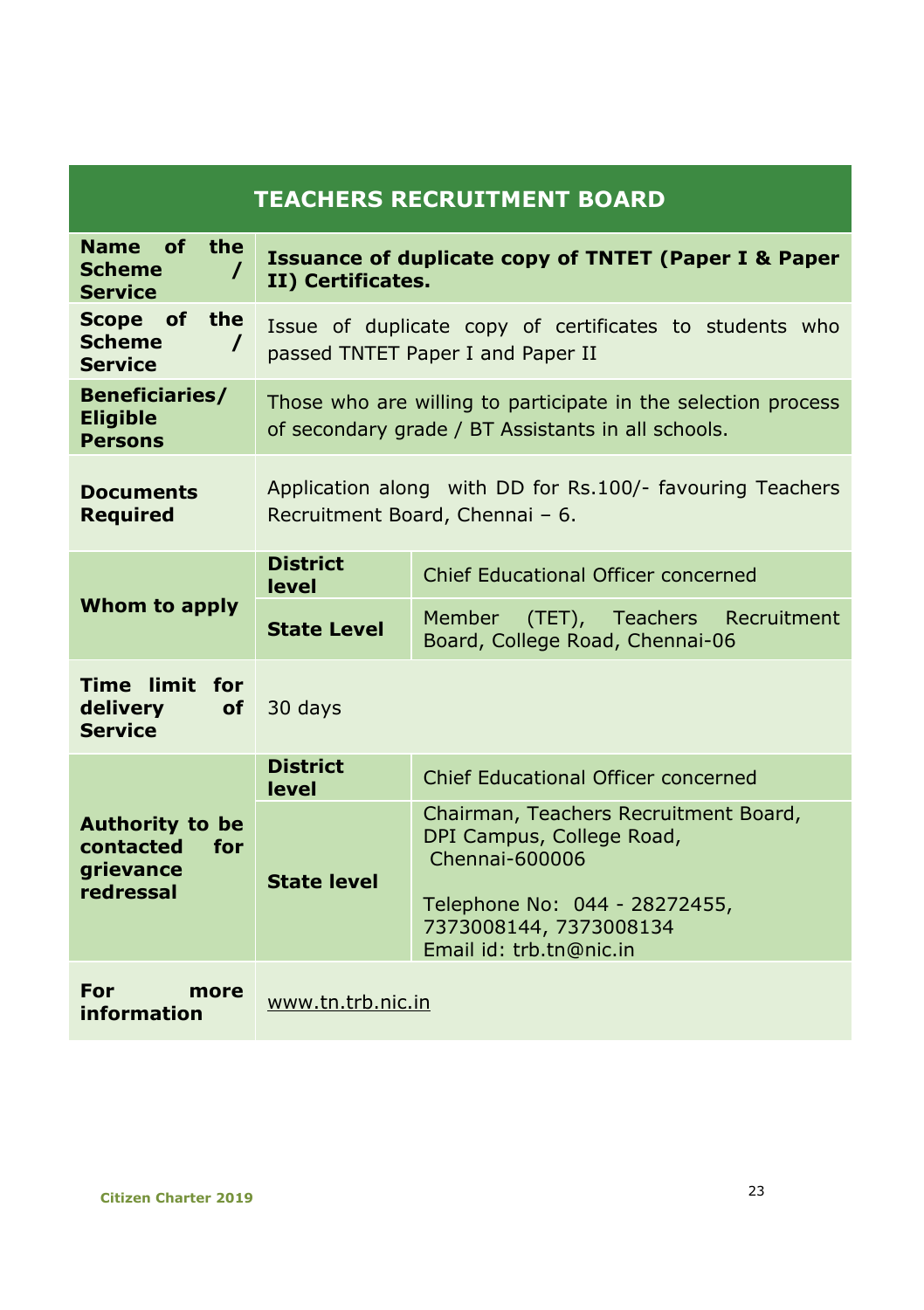## TEACHERS RECRUITMENT BOARD

| | | |
|---|---|---|
| **Name of the Scheme / Service** | **Issuance of duplicate copy of TNTET (Paper I & Paper II) Certificates.** | |
| **Scope of the Scheme / Service** | Issue of duplicate copy of certificates to students who passed TNTET Paper I and Paper II | |
| **Beneficiaries/ Eligible Persons** | Those who are willing to participate in the selection process of secondary grade / BT Assistants in all schools. | |
| **Documents Required** | Application along with DD for Rs.100/- favouring Teachers Recruitment Board, Chennai – 6. | |
| **Whom to apply** | **District level** | Chief Educational Officer concerned |
| | **State Level** | Member (TET), Teachers Recruitment Board, College Road, Chennai-06 |
| **Time limit for delivery of Service** | 30 days | |
| **Authority to be contacted for grievance redressal** | **District level** | Chief Educational Officer concerned |
| | **State level** | Chairman, Teachers Recruitment Board, DPI Campus, College Road, Chennai-600006<br><br>Telephone No: 044 - 28272455, 7373008144, 7373008134<br>Email id: trb.tn@nic.in |
| **For more information** | www.tn.trb.nic.in | |

Citizen Charter 2019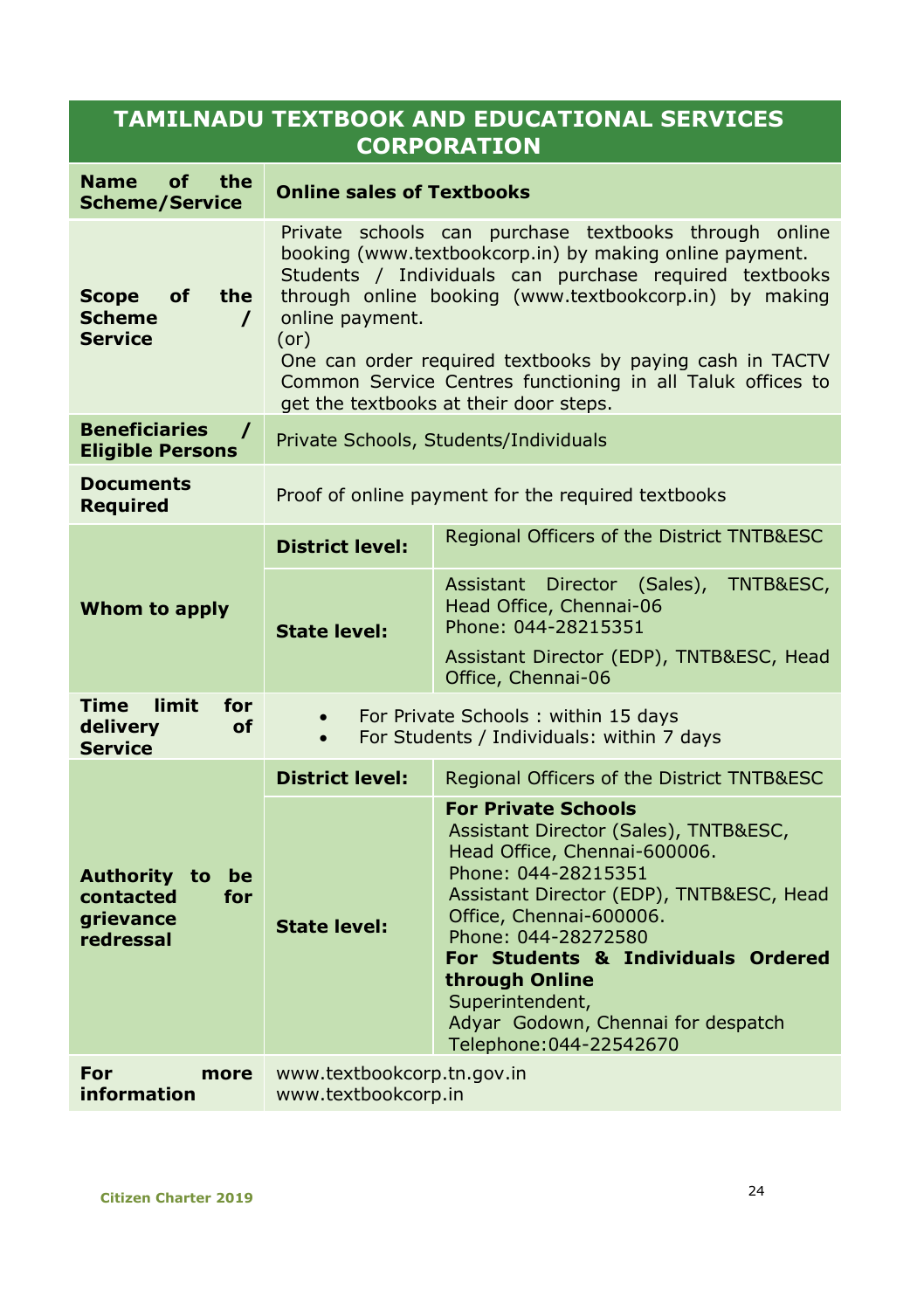# TAMILNADU TEXTBOOK AND EDUCATIONAL SERVICES CORPORATION

| | | |
|---|---|---|
| **Name of the Scheme/Service** | **Online sales of Textbooks** | |
| **Scope of the Scheme / Service** | Private schools can purchase textbooks through online booking (www.textbookcorp.in) by making online payment. Students / Individuals can purchase required textbooks through online booking (www.textbookcorp.in) by making online payment.<br>(or)<br>One can order required textbooks by paying cash in TACTV Common Service Centres functioning in all Taluk offices to get the textbooks at their door steps. | |
| **Beneficiaries / Eligible Persons** | Private Schools, Students/Individuals | |
| **Documents Required** | Proof of online payment for the required textbooks | |
| **Whom to apply** | **District level:** | Regional Officers of the District TNTB&ESC |
| | **State level:** | Assistant Director (Sales), TNTB&ESC, Head Office, Chennai-06<br>Phone: 044-28215351<br><br>Assistant Director (EDP), TNTB&ESC, Head Office, Chennai-06 |
| **Time limit for delivery of Service** | • For Private Schools : within 15 days<br>• For Students / Individuals: within 7 days | |
| **Authority to be contacted for grievance redressal** | **District level:** | Regional Officers of the District TNTB&ESC |
| | **State level:** | **For Private Schools**<br>Assistant Director (Sales), TNTB&ESC, Head Office, Chennai-600006.<br>Phone: 044-28215351<br>Assistant Director (EDP), TNTB&ESC, Head Office, Chennai-600006.<br>Phone: 044-28272580<br>**For Students & Individuals Ordered through Online**<br>Superintendent,<br>Adyar Godown, Chennai for despatch<br>Telephone:044-22542670 |
| **For more information** | www.textbookcorp.tn.gov.in<br>www.textbookcorp.in | |

Citizen Charter 2019